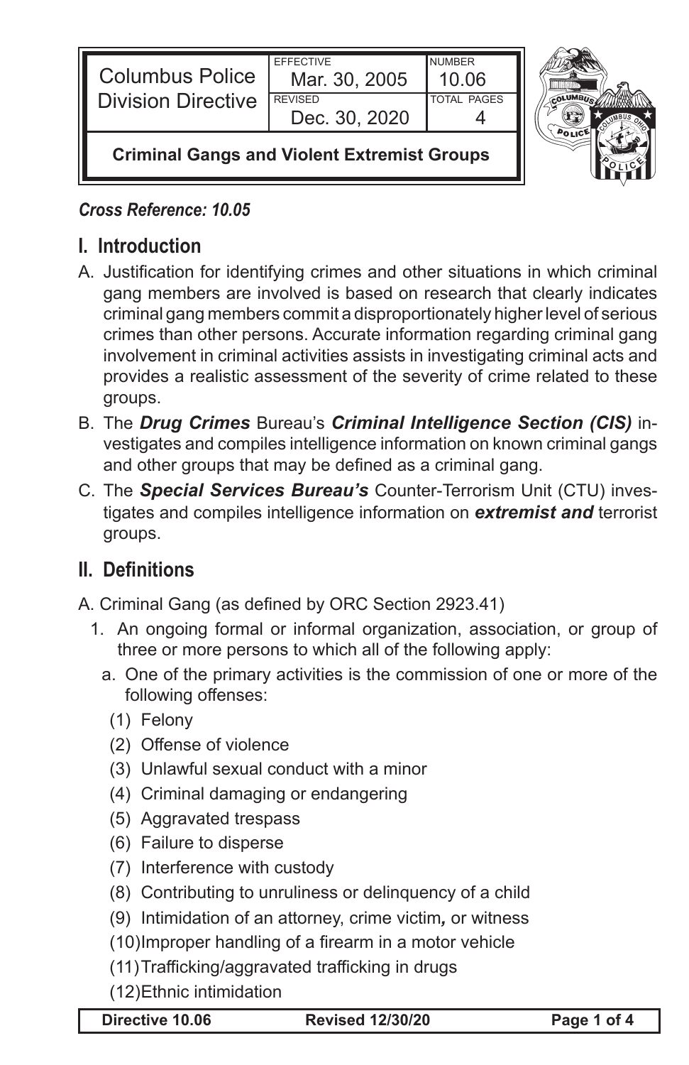| Columbus Police Division Directive | EFFECTIVE Mar. 30, 2005 | NUMBER 10.06 |
| --- | --- | --- |
| | REVISED Dec. 30, 2020 | TOTAL PAGES 4 |

**Criminal Gangs and Violent Extremist Groups**

*Cross Reference: 10.05*

## I. Introduction

A. Justification for identifying crimes and other situations in which criminal gang members are involved is based on research that clearly indicates criminal gang members commit a disproportionately higher level of serious crimes than other persons. Accurate information regarding criminal gang involvement in criminal activities assists in investigating criminal acts and provides a realistic assessment of the severity of crime related to these groups.

B. The ***Drug Crimes*** Bureau's ***Criminal Intelligence Section (CIS)*** investigates and compiles intelligence information on known criminal gangs and other groups that may be defined as a criminal gang.

C. The ***Special Services Bureau's*** Counter-Terrorism Unit (CTU) investigates and compiles intelligence information on ***extremist and*** terrorist groups.

## II. Definitions

A. Criminal Gang (as defined by ORC Section 2923.41)

1. An ongoing formal or informal organization, association, or group of three or more persons to which all of the following apply:
   a. One of the primary activities is the commission of one or more of the following offenses:
      (1) Felony
      (2) Offense of violence
      (3) Unlawful sexual conduct with a minor
      (4) Criminal damaging or endangering
      (5) Aggravated trespass
      (6) Failure to disperse
      (7) Interference with custody
      (8) Contributing to unruliness or delinquency of a child
      (9) Intimidation of an attorney, crime victim***,*** or witness
      (10) Improper handling of a firearm in a motor vehicle
      (11) Trafficking/aggravated trafficking in drugs
      (12) Ethnic intimidation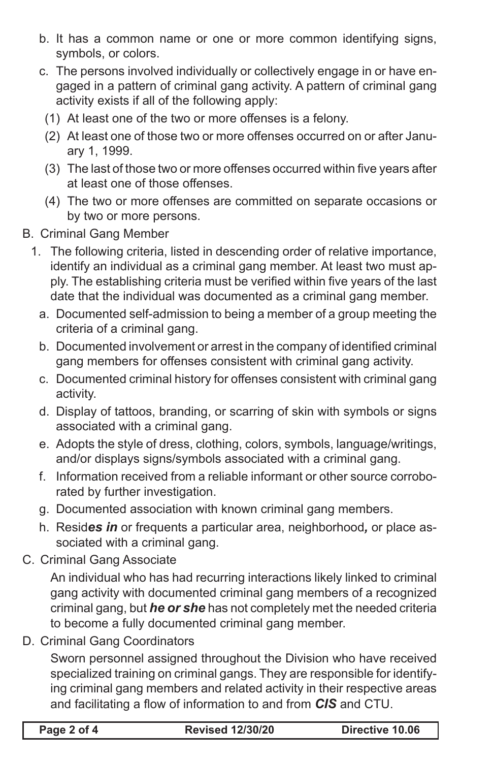b. It has a common name or one or more common identifying signs, symbols, or colors.

c. The persons involved individually or collectively engage in or have engaged in a pattern of criminal gang activity. A pattern of criminal gang activity exists if all of the following apply:

   (1) At least one of the two or more offenses is a felony.

   (2) At least one of those two or more offenses occurred on or after January 1, 1999.

   (3) The last of those two or more offenses occurred within five years after at least one of those offenses.

   (4) The two or more offenses are committed on separate occasions or by two or more persons.

B. Criminal Gang Member

1. The following criteria, listed in descending order of relative importance, identify an individual as a criminal gang member. At least two must apply. The establishing criteria must be verified within five years of the last date that the individual was documented as a criminal gang member.

   a. Documented self-admission to being a member of a group meeting the criteria of a criminal gang.

   b. Documented involvement or arrest in the company of identified criminal gang members for offenses consistent with criminal gang activity.

   c. Documented criminal history for offenses consistent with criminal gang activity.

   d. Display of tattoos, branding, or scarring of skin with symbols or signs associated with a criminal gang.

   e. Adopts the style of dress, clothing, colors, symbols, language/writings, and/or displays signs/symbols associated with a criminal gang.

   f. Information received from a reliable informant or other source corroborated by further investigation.

   g. Documented association with known criminal gang members.

   h. Resid***es in*** or frequents a particular area, neighborhood***,*** or place associated with a criminal gang.

C. Criminal Gang Associate

An individual who has had recurring interactions likely linked to criminal gang activity with documented criminal gang members of a recognized criminal gang, but ***he or she*** has not completely met the needed criteria to become a fully documented criminal gang member.

D. Criminal Gang Coordinators

Sworn personnel assigned throughout the Division who have received specialized training on criminal gangs. They are responsible for identifying criminal gang members and related activity in their respective areas and facilitating a flow of information to and from ***CIS*** and CTU.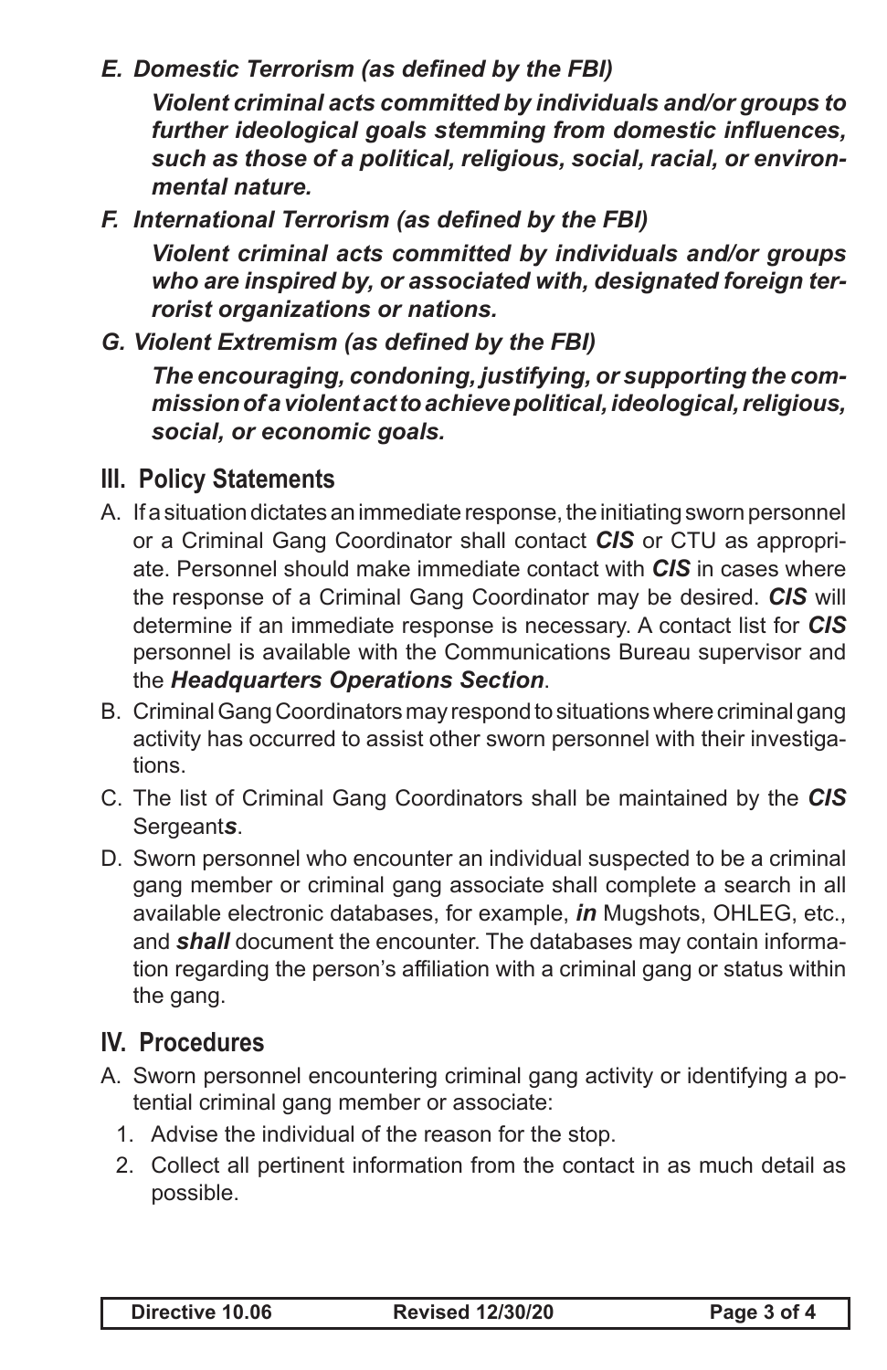*E. Domestic Terrorism (as defined by the FBI)*

***Violent criminal acts committed by individuals and/or groups to further ideological goals stemming from domestic influences, such as those of a political, religious, social, racial, or environmental nature.***

*F. International Terrorism (as defined by the FBI)*

***Violent criminal acts committed by individuals and/or groups who are inspired by, or associated with, designated foreign terrorist organizations or nations.***

*G. Violent Extremism (as defined by the FBI)*

***The encouraging, condoning, justifying, or supporting the commission of a violent act to achieve political, ideological, religious, social, or economic goals.***

## III. Policy Statements

A. If a situation dictates an immediate response, the initiating sworn personnel or a Criminal Gang Coordinator shall contact ***CIS*** or CTU as appropriate. Personnel should make immediate contact with ***CIS*** in cases where the response of a Criminal Gang Coordinator may be desired. ***CIS*** will determine if an immediate response is necessary. A contact list for ***CIS*** personnel is available with the Communications Bureau supervisor and the ***Headquarters Operations Section***.

B. Criminal Gang Coordinators may respond to situations where criminal gang activity has occurred to assist other sworn personnel with their investigations.

C. The list of Criminal Gang Coordinators shall be maintained by the ***CIS*** Sergeant***s***.

D. Sworn personnel who encounter an individual suspected to be a criminal gang member or criminal gang associate shall complete a search in all available electronic databases, for example, ***in*** Mugshots, OHLEG, etc., and ***shall*** document the encounter. The databases may contain information regarding the person's affiliation with a criminal gang or status within the gang.

## IV. Procedures

A. Sworn personnel encountering criminal gang activity or identifying a potential criminal gang member or associate:

1. Advise the individual of the reason for the stop.
2. Collect all pertinent information from the contact in as much detail as possible.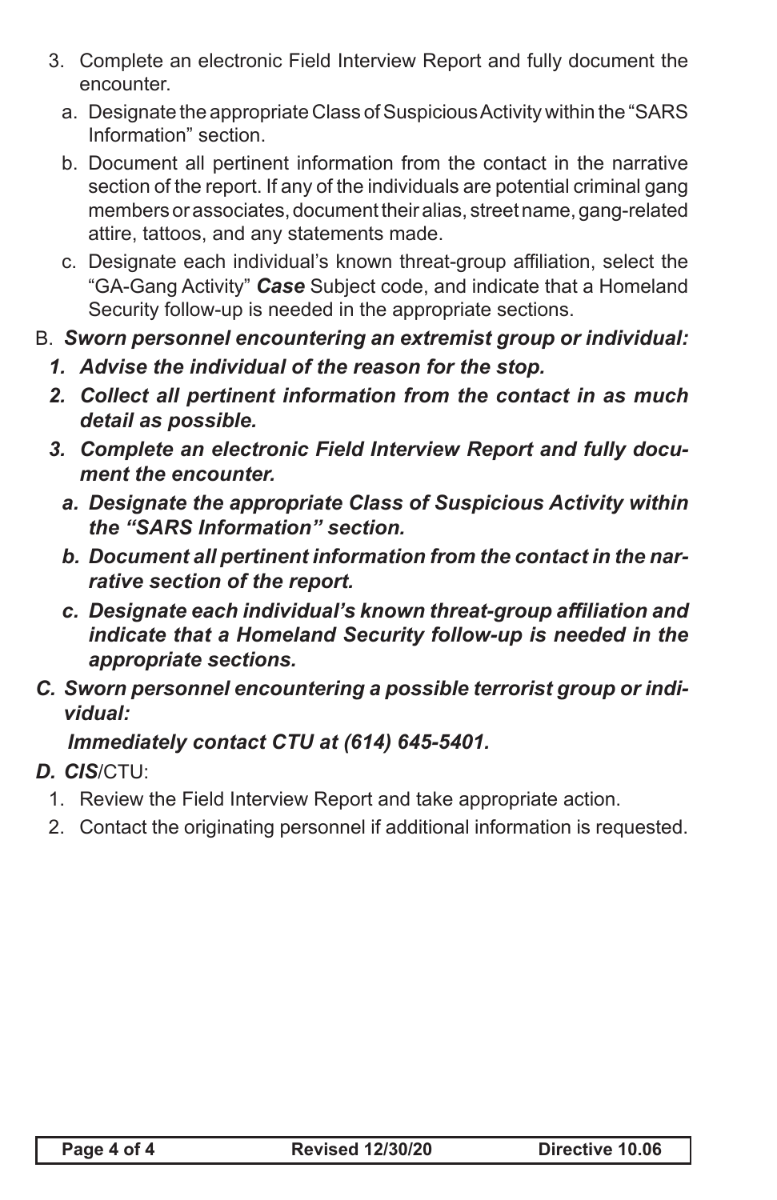3. Complete an electronic Field Interview Report and fully document the encounter.
   a. Designate the appropriate Class of Suspicious Activity within the "SARS Information" section.
   b. Document all pertinent information from the contact in the narrative section of the report. If any of the individuals are potential criminal gang members or associates, document their alias, street name, gang-related attire, tattoos, and any statements made.
   c. Designate each individual's known threat-group affiliation, select the "GA-Gang Activity" ***Case*** Subject code, and indicate that a Homeland Security follow-up is needed in the appropriate sections.

B. ***Sworn personnel encountering an extremist group or individual:***

***1. Advise the individual of the reason for the stop.***

***2. Collect all pertinent information from the contact in as much detail as possible.***

***3. Complete an electronic Field Interview Report and fully document the encounter.***

***a. Designate the appropriate Class of Suspicious Activity within the "SARS Information" section.***

***b. Document all pertinent information from the contact in the narrative section of the report.***

***c. Designate each individual's known threat-group affiliation and indicate that a Homeland Security follow-up is needed in the appropriate sections.***

***C. Sworn personnel encountering a possible terrorist group or individual:***

***Immediately contact CTU at (614) 645-5401.***

***D. CIS***/CTU:

1. Review the Field Interview Report and take appropriate action.
2. Contact the originating personnel if additional information is requested.